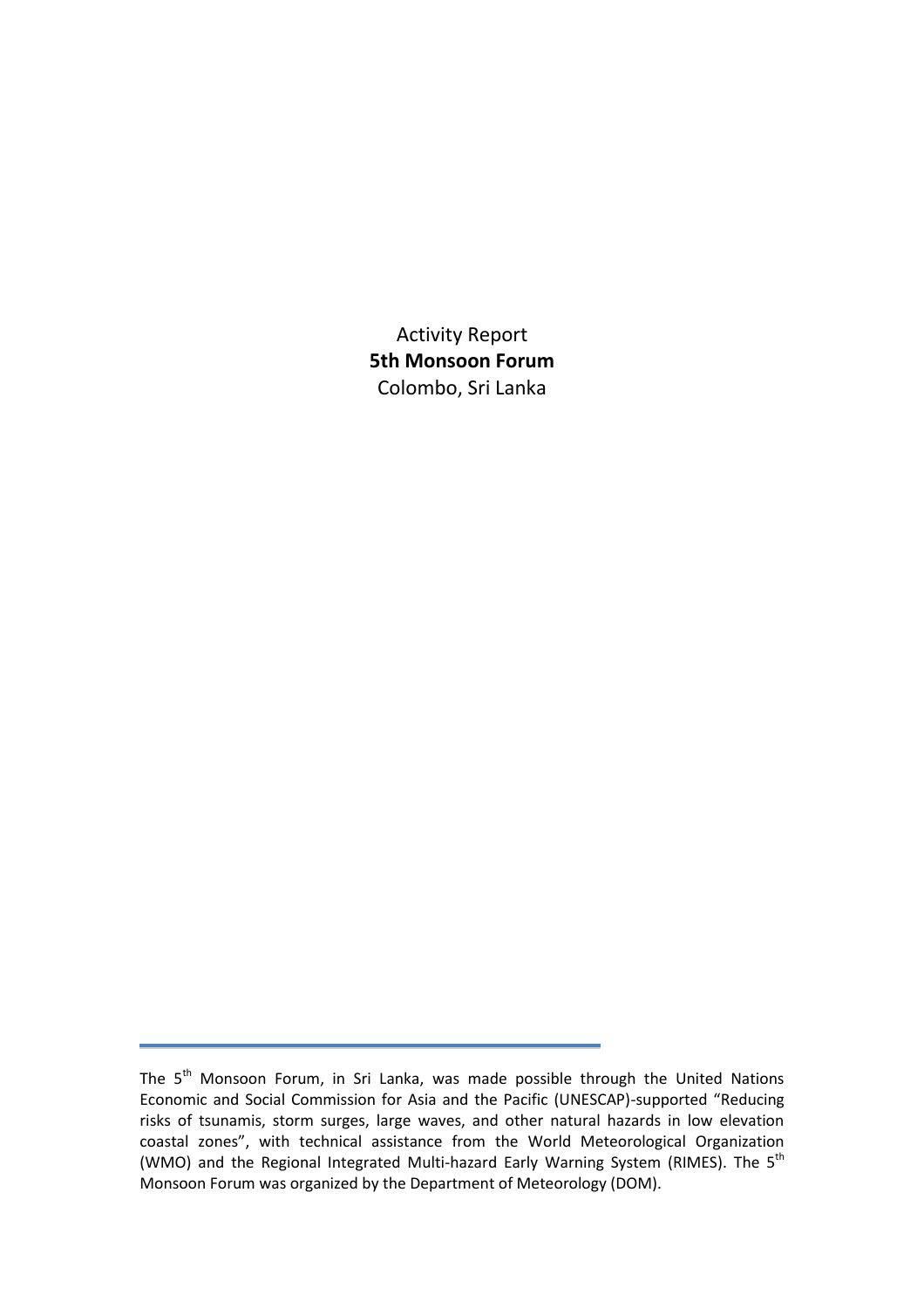Activity Report

# 5th Monsoon Forum

Colombo, Sri Lanka

---

The 5th Monsoon Forum, in Sri Lanka, was made possible through the United Nations Economic and Social Commission for Asia and the Pacific (UNESCAP)-supported "Reducing risks of tsunamis, storm surges, large waves, and other natural hazards in low elevation coastal zones", with technical assistance from the World Meteorological Organization (WMO) and the Regional Integrated Multi-hazard Early Warning System (RIMES). The 5th Monsoon Forum was organized by the Department of Meteorology (DOM).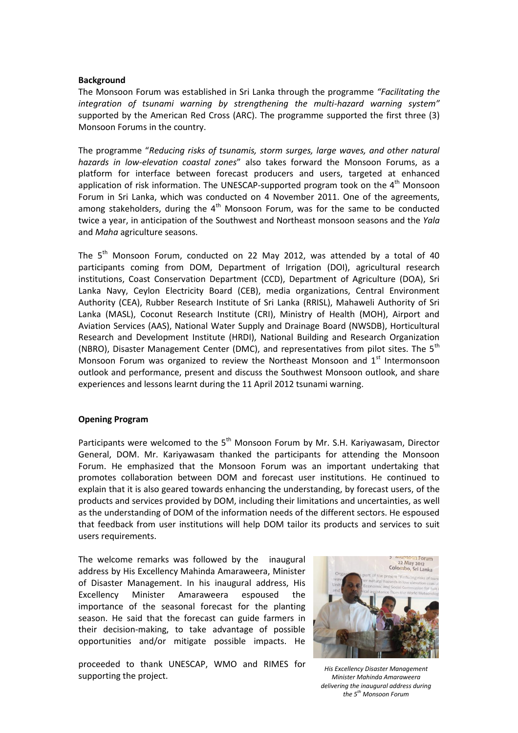**Background**

The Monsoon Forum was established in Sri Lanka through the programme *"Facilitating the integration of tsunami warning by strengthening the multi-hazard warning system"* supported by the American Red Cross (ARC). The programme supported the first three (3) Monsoon Forums in the country.

The programme "*Reducing risks of tsunamis, storm surges, large waves, and other natural hazards in low-elevation coastal zones*" also takes forward the Monsoon Forums, as a platform for interface between forecast producers and users, targeted at enhanced application of risk information. The UNESCAP-supported program took on the 4th Monsoon Forum in Sri Lanka, which was conducted on 4 November 2011. One of the agreements, among stakeholders, during the 4th Monsoon Forum, was for the same to be conducted twice a year, in anticipation of the Southwest and Northeast monsoon seasons and the *Yala* and *Maha* agriculture seasons.

The 5th Monsoon Forum, conducted on 22 May 2012, was attended by a total of 40 participants coming from DOM, Department of Irrigation (DOI), agricultural research institutions, Coast Conservation Department (CCD), Department of Agriculture (DOA), Sri Lanka Navy, Ceylon Electricity Board (CEB), media organizations, Central Environment Authority (CEA), Rubber Research Institute of Sri Lanka (RRISL), Mahaweli Authority of Sri Lanka (MASL), Coconut Research Institute (CRI), Ministry of Health (MOH), Airport and Aviation Services (AAS), National Water Supply and Drainage Board (NWSDB), Horticultural Research and Development Institute (HRDI), National Building and Research Organization (NBRO), Disaster Management Center (DMC), and representatives from pilot sites. The 5th Monsoon Forum was organized to review the Northeast Monsoon and 1st Intermonsoon outlook and performance, present and discuss the Southwest Monsoon outlook, and share experiences and lessons learnt during the 11 April 2012 tsunami warning.

**Opening Program**

Participants were welcomed to the 5th Monsoon Forum by Mr. S.H. Kariyawasam, Director General, DOM. Mr. Kariyawasam thanked the participants for attending the Monsoon Forum. He emphasized that the Monsoon Forum was an important undertaking that promotes collaboration between DOM and forecast user institutions. He continued to explain that it is also geared towards enhancing the understanding, by forecast users, of the products and services provided by DOM, including their limitations and uncertainties, as well as the understanding of DOM of the information needs of the different sectors. He espoused that feedback from user institutions will help DOM tailor its products and services to suit users requirements.

The welcome remarks was followed by the inaugural address by His Excellency Mahinda Amaraweera, Minister of Disaster Management. In his inaugural address, His Excellency Minister Amaraweera espoused the importance of the seasonal forecast for the planting season. He said that the forecast can guide farmers in their decision-making, to take advantage of possible opportunities and/or mitigate possible impacts. He proceeded to thank UNESCAP, WMO and RIMES for supporting the project.

*His Excellency Disaster Management Minister Mahinda Amaraweera delivering the inaugural address during the 5th Monsoon Forum*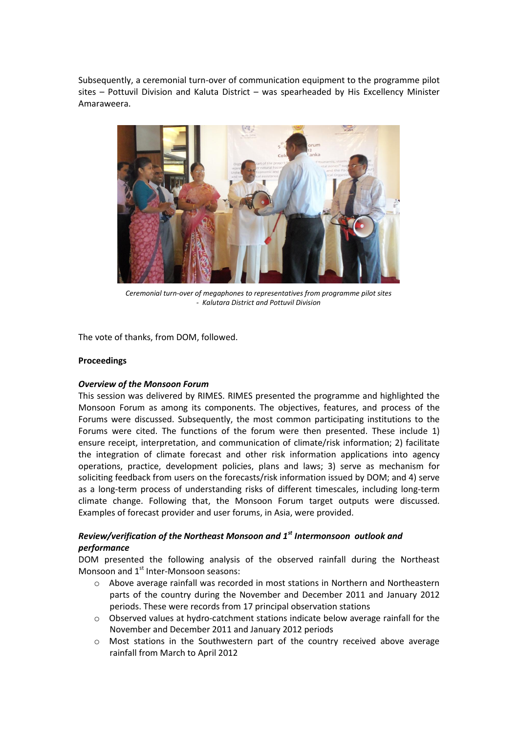Subsequently, a ceremonial turn-over of communication equipment to the programme pilot sites – Pottuvil Division and Kaluta District – was spearheaded by His Excellency Minister Amaraweera.

*Ceremonial turn-over of megaphones to representatives from programme pilot sites - Kalutara District and Pottuvil Division*

The vote of thanks, from DOM, followed.

**Proceedings**

***Overview of the Monsoon Forum***

This session was delivered by RIMES. RIMES presented the programme and highlighted the Monsoon Forum as among its components. The objectives, features, and process of the Forums were discussed. Subsequently, the most common participating institutions to the Forums were cited. The functions of the forum were then presented. These include 1) ensure receipt, interpretation, and communication of climate/risk information; 2) facilitate the integration of climate forecast and other risk information applications into agency operations, practice, development policies, plans and laws; 3) serve as mechanism for soliciting feedback from users on the forecasts/risk information issued by DOM; and 4) serve as a long-term process of understanding risks of different timescales, including long-term climate change. Following that, the Monsoon Forum target outputs were discussed. Examples of forecast provider and user forums, in Asia, were provided.

***Review/verification of the Northeast Monsoon and 1st Intermonsoon outlook and performance***

DOM presented the following analysis of the observed rainfall during the Northeast Monsoon and 1st Inter-Monsoon seasons:

- Above average rainfall was recorded in most stations in Northern and Northeastern parts of the country during the November and December 2011 and January 2012 periods. These were records from 17 principal observation stations
- Observed values at hydro-catchment stations indicate below average rainfall for the November and December 2011 and January 2012 periods
- Most stations in the Southwestern part of the country received above average rainfall from March to April 2012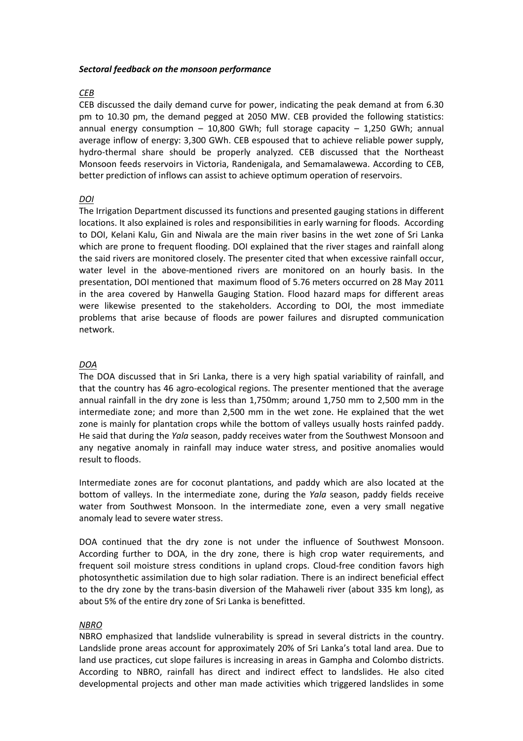***Sectoral feedback on the monsoon performance***

*CEB*

CEB discussed the daily demand curve for power, indicating the peak demand at from 6.30 pm to 10.30 pm, the demand pegged at 2050 MW. CEB provided the following statistics: annual energy consumption – 10,800 GWh; full storage capacity – 1,250 GWh; annual average inflow of energy: 3,300 GWh. CEB espoused that to achieve reliable power supply, hydro-thermal share should be properly analyzed. CEB discussed that the Northeast Monsoon feeds reservoirs in Victoria, Randenigala, and Semamalawewa. According to CEB, better prediction of inflows can assist to achieve optimum operation of reservoirs.

*DOI*

The Irrigation Department discussed its functions and presented gauging stations in different locations. It also explained is roles and responsibilities in early warning for floods. According to DOI, Kelani Kalu, Gin and Niwala are the main river basins in the wet zone of Sri Lanka which are prone to frequent flooding. DOI explained that the river stages and rainfall along the said rivers are monitored closely. The presenter cited that when excessive rainfall occur, water level in the above-mentioned rivers are monitored on an hourly basis. In the presentation, DOI mentioned that maximum flood of 5.76 meters occurred on 28 May 2011 in the area covered by Hanwella Gauging Station. Flood hazard maps for different areas were likewise presented to the stakeholders. According to DOI, the most immediate problems that arise because of floods are power failures and disrupted communication network.

*DOA*

The DOA discussed that in Sri Lanka, there is a very high spatial variability of rainfall, and that the country has 46 agro-ecological regions. The presenter mentioned that the average annual rainfall in the dry zone is less than 1,750mm; around 1,750 mm to 2,500 mm in the intermediate zone; and more than 2,500 mm in the wet zone. He explained that the wet zone is mainly for plantation crops while the bottom of valleys usually hosts rainfed paddy. He said that during the *Yala* season, paddy receives water from the Southwest Monsoon and any negative anomaly in rainfall may induce water stress, and positive anomalies would result to floods.

Intermediate zones are for coconut plantations, and paddy which are also located at the bottom of valleys. In the intermediate zone, during the *Yala* season, paddy fields receive water from Southwest Monsoon. In the intermediate zone, even a very small negative anomaly lead to severe water stress.

DOA continued that the dry zone is not under the influence of Southwest Monsoon. According further to DOA, in the dry zone, there is high crop water requirements, and frequent soil moisture stress conditions in upland crops. Cloud-free condition favors high photosynthetic assimilation due to high solar radiation. There is an indirect beneficial effect to the dry zone by the trans-basin diversion of the Mahaweli river (about 335 km long), as about 5% of the entire dry zone of Sri Lanka is benefitted.

*NBRO*

NBRO emphasized that landslide vulnerability is spread in several districts in the country. Landslide prone areas account for approximately 20% of Sri Lanka's total land area. Due to land use practices, cut slope failures is increasing in areas in Gampha and Colombo districts. According to NBRO, rainfall has direct and indirect effect to landslides. He also cited developmental projects and other man made activities which triggered landslides in some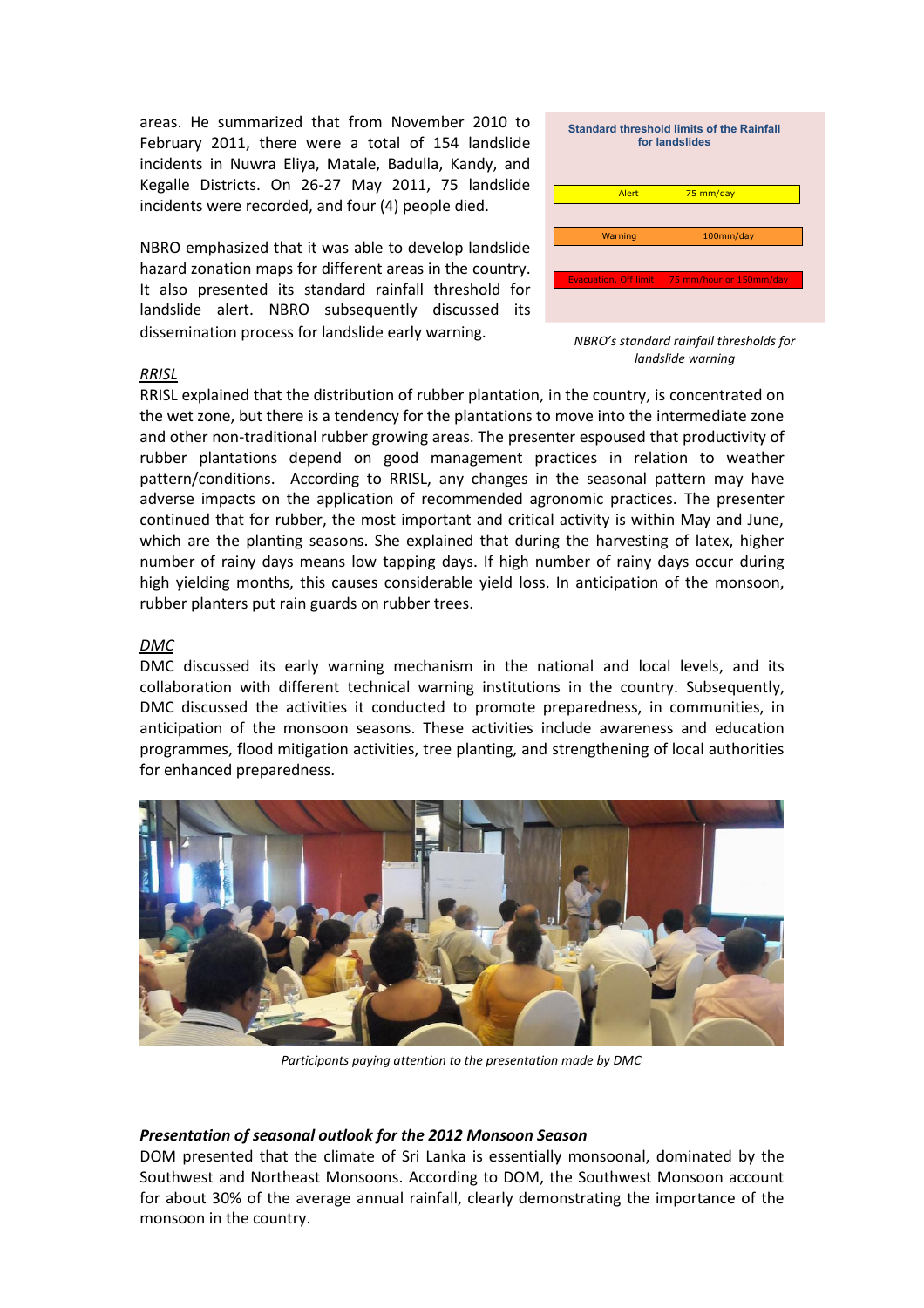areas. He summarized that from November 2010 to February 2011, there were a total of 154 landslide incidents in Nuwra Eliya, Matale, Badulla, Kandy, and Kegalle Districts. On 26-27 May 2011, 75 landslide incidents were recorded, and four (4) people died.

NBRO emphasized that it was able to develop landslide hazard zonation maps for different areas in the country. It also presented its standard rainfall threshold for landslide alert. NBRO subsequently discussed its dissemination process for landslide early warning.

**Standard threshold limits of the Rainfall for landslides**

| | |
|---|---|
| Alert | 75 mm/day |
| Warning | 100mm/day |
| Evacuation, Off limit | 75 mm/hour or 150mm/day |

*NBRO's standard rainfall thresholds for landslide warning*

*RRISL*

RRISL explained that the distribution of rubber plantation, in the country, is concentrated on the wet zone, but there is a tendency for the plantations to move into the intermediate zone and other non-traditional rubber growing areas. The presenter espoused that productivity of rubber plantations depend on good management practices in relation to weather pattern/conditions. According to RRISL, any changes in the seasonal pattern may have adverse impacts on the application of recommended agronomic practices. The presenter continued that for rubber, the most important and critical activity is within May and June, which are the planting seasons. She explained that during the harvesting of latex, higher number of rainy days means low tapping days. If high number of rainy days occur during high yielding months, this causes considerable yield loss. In anticipation of the monsoon, rubber planters put rain guards on rubber trees.

*DMC*

DMC discussed its early warning mechanism in the national and local levels, and its collaboration with different technical warning institutions in the country. Subsequently, DMC discussed the activities it conducted to promote preparedness, in communities, in anticipation of the monsoon seasons. These activities include awareness and education programmes, flood mitigation activities, tree planting, and strengthening of local authorities for enhanced preparedness.

*Participants paying attention to the presentation made by DMC*

***Presentation of seasonal outlook for the 2012 Monsoon Season***

DOM presented that the climate of Sri Lanka is essentially monsoonal, dominated by the Southwest and Northeast Monsoons. According to DOM, the Southwest Monsoon account for about 30% of the average annual rainfall, clearly demonstrating the importance of the monsoon in the country.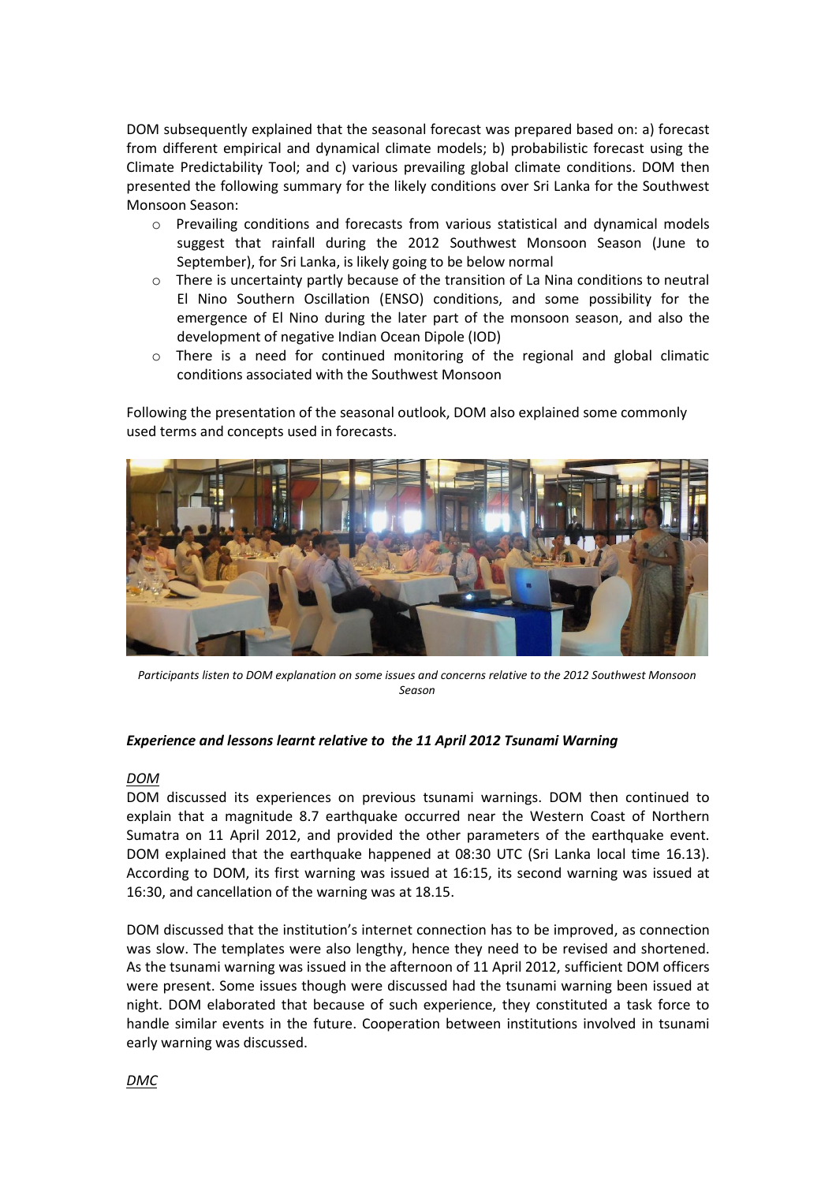DOM subsequently explained that the seasonal forecast was prepared based on: a) forecast from different empirical and dynamical climate models; b) probabilistic forecast using the Climate Predictability Tool; and c) various prevailing global climate conditions. DOM then presented the following summary for the likely conditions over Sri Lanka for the Southwest Monsoon Season:

- Prevailing conditions and forecasts from various statistical and dynamical models suggest that rainfall during the 2012 Southwest Monsoon Season (June to September), for Sri Lanka, is likely going to be below normal
- There is uncertainty partly because of the transition of La Nina conditions to neutral El Nino Southern Oscillation (ENSO) conditions, and some possibility for the emergence of El Nino during the later part of the monsoon season, and also the development of negative Indian Ocean Dipole (IOD)
- There is a need for continued monitoring of the regional and global climatic conditions associated with the Southwest Monsoon

Following the presentation of the seasonal outlook, DOM also explained some commonly used terms and concepts used in forecasts.

*Participants listen to DOM explanation on some issues and concerns relative to the 2012 Southwest Monsoon Season*

***Experience and lessons learnt relative to the 11 April 2012 Tsunami Warning***

*DOM*

DOM discussed its experiences on previous tsunami warnings. DOM then continued to explain that a magnitude 8.7 earthquake occurred near the Western Coast of Northern Sumatra on 11 April 2012, and provided the other parameters of the earthquake event. DOM explained that the earthquake happened at 08:30 UTC (Sri Lanka local time 16.13). According to DOM, its first warning was issued at 16:15, its second warning was issued at 16:30, and cancellation of the warning was at 18.15.

DOM discussed that the institution's internet connection has to be improved, as connection was slow. The templates were also lengthy, hence they need to be revised and shortened. As the tsunami warning was issued in the afternoon of 11 April 2012, sufficient DOM officers were present. Some issues though were discussed had the tsunami warning been issued at night. DOM elaborated that because of such experience, they constituted a task force to handle similar events in the future. Cooperation between institutions involved in tsunami early warning was discussed.

*DMC*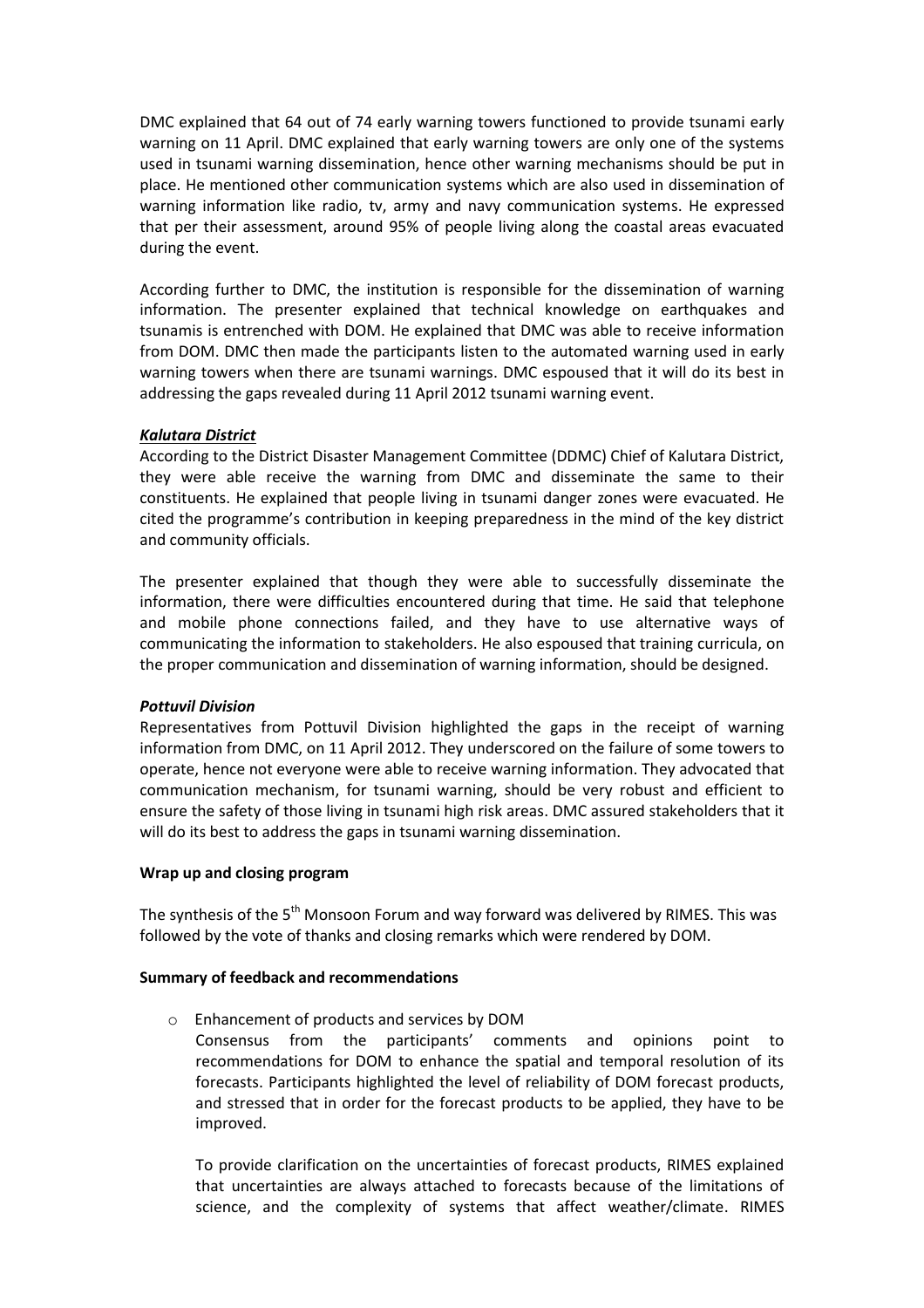DMC explained that 64 out of 74 early warning towers functioned to provide tsunami early warning on 11 April. DMC explained that early warning towers are only one of the systems used in tsunami warning dissemination, hence other warning mechanisms should be put in place. He mentioned other communication systems which are also used in dissemination of warning information like radio, tv, army and navy communication systems. He expressed that per their assessment, around 95% of people living along the coastal areas evacuated during the event.

According further to DMC, the institution is responsible for the dissemination of warning information. The presenter explained that technical knowledge on earthquakes and tsunamis is entrenched with DOM. He explained that DMC was able to receive information from DOM. DMC then made the participants listen to the automated warning used in early warning towers when there are tsunami warnings. DMC espoused that it will do its best in addressing the gaps revealed during 11 April 2012 tsunami warning event.

***Kalutara District***

According to the District Disaster Management Committee (DDMC) Chief of Kalutara District, they were able receive the warning from DMC and disseminate the same to their constituents. He explained that people living in tsunami danger zones were evacuated. He cited the programme's contribution in keeping preparedness in the mind of the key district and community officials.

The presenter explained that though they were able to successfully disseminate the information, there were difficulties encountered during that time. He said that telephone and mobile phone connections failed, and they have to use alternative ways of communicating the information to stakeholders. He also espoused that training curricula, on the proper communication and dissemination of warning information, should be designed.

***Pottuvil Division***

Representatives from Pottuvil Division highlighted the gaps in the receipt of warning information from DMC, on 11 April 2012. They underscored on the failure of some towers to operate, hence not everyone were able to receive warning information. They advocated that communication mechanism, for tsunami warning, should be very robust and efficient to ensure the safety of those living in tsunami high risk areas. DMC assured stakeholders that it will do its best to address the gaps in tsunami warning dissemination.

**Wrap up and closing program**

The synthesis of the 5th Monsoon Forum and way forward was delivered by RIMES. This was followed by the vote of thanks and closing remarks which were rendered by DOM.

**Summary of feedback and recommendations**

- Enhancement of products and services by DOM

  Consensus from the participants' comments and opinions point to recommendations for DOM to enhance the spatial and temporal resolution of its forecasts. Participants highlighted the level of reliability of DOM forecast products, and stressed that in order for the forecast products to be applied, they have to be improved.

  To provide clarification on the uncertainties of forecast products, RIMES explained that uncertainties are always attached to forecasts because of the limitations of science, and the complexity of systems that affect weather/climate. RIMES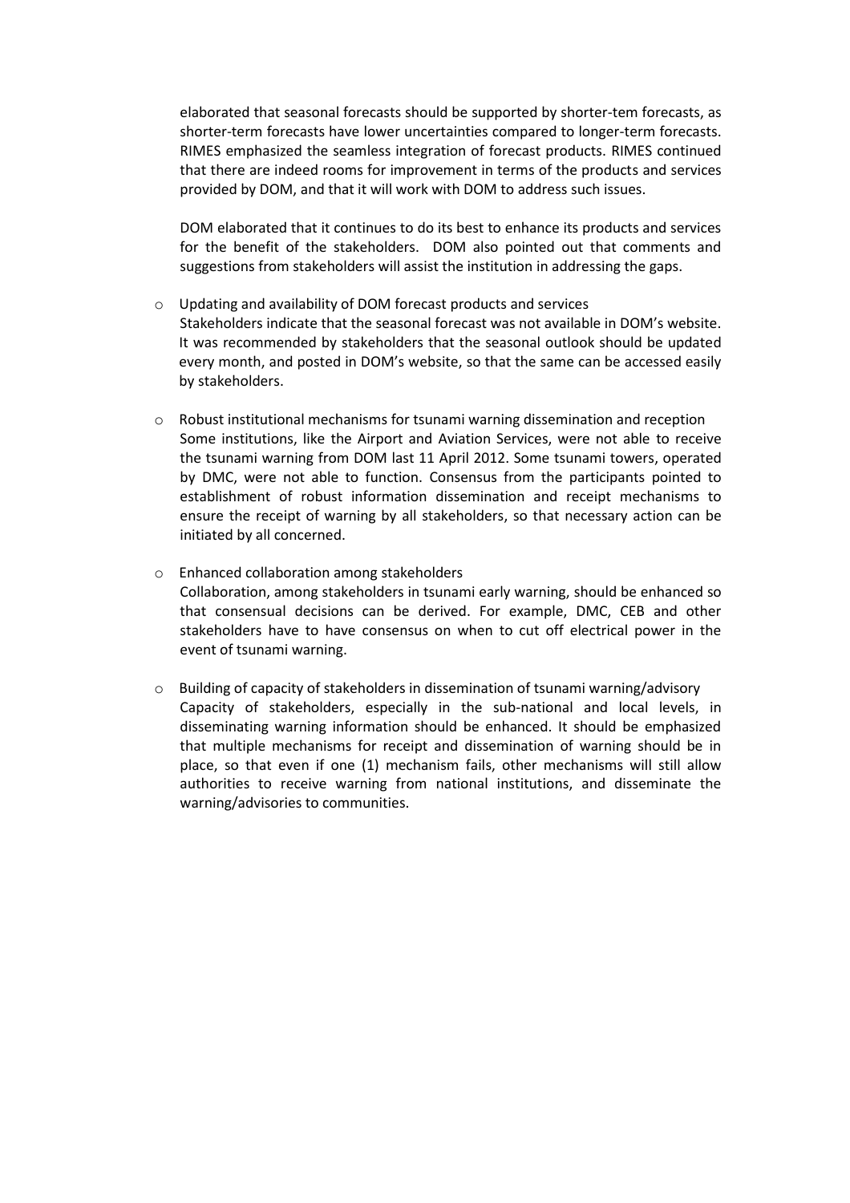elaborated that seasonal forecasts should be supported by shorter-tem forecasts, as shorter-term forecasts have lower uncertainties compared to longer-term forecasts. RIMES emphasized the seamless integration of forecast products. RIMES continued that there are indeed rooms for improvement in terms of the products and services provided by DOM, and that it will work with DOM to address such issues.

DOM elaborated that it continues to do its best to enhance its products and services for the benefit of the stakeholders. DOM also pointed out that comments and suggestions from stakeholders will assist the institution in addressing the gaps.

- Updating and availability of DOM forecast products and services
  Stakeholders indicate that the seasonal forecast was not available in DOM's website. It was recommended by stakeholders that the seasonal outlook should be updated every month, and posted in DOM's website, so that the same can be accessed easily by stakeholders.

- Robust institutional mechanisms for tsunami warning dissemination and reception
  Some institutions, like the Airport and Aviation Services, were not able to receive the tsunami warning from DOM last 11 April 2012. Some tsunami towers, operated by DMC, were not able to function. Consensus from the participants pointed to establishment of robust information dissemination and receipt mechanisms to ensure the receipt of warning by all stakeholders, so that necessary action can be initiated by all concerned.

- Enhanced collaboration among stakeholders
  Collaboration, among stakeholders in tsunami early warning, should be enhanced so that consensual decisions can be derived. For example, DMC, CEB and other stakeholders have to have consensus on when to cut off electrical power in the event of tsunami warning.

- Building of capacity of stakeholders in dissemination of tsunami warning/advisory
  Capacity of stakeholders, especially in the sub-national and local levels, in disseminating warning information should be enhanced. It should be emphasized that multiple mechanisms for receipt and dissemination of warning should be in place, so that even if one (1) mechanism fails, other mechanisms will still allow authorities to receive warning from national institutions, and disseminate the warning/advisories to communities.